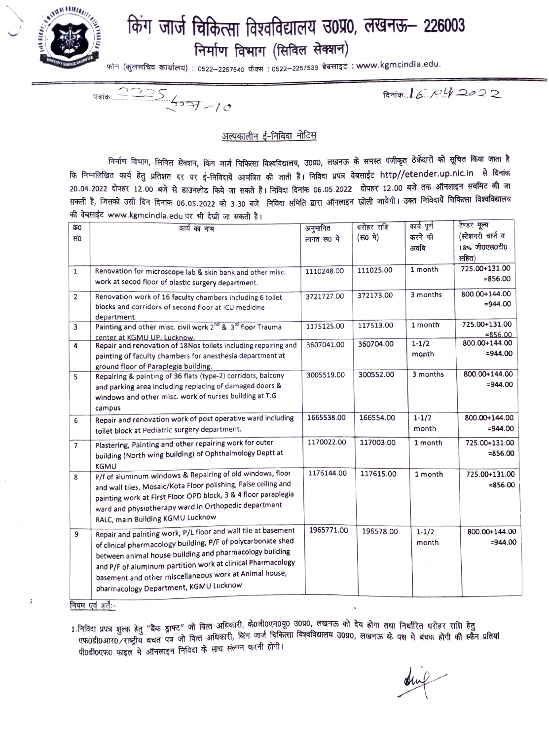# किंग जार्ज चिकित्सा विश्वविद्यालय उ0प्र0, लखनऊ– 226003

## निर्माण विभाग (सिविल सेक्शन)

फोन (कुलसचिव कार्यालय) : 0522–2257540 फैक्स : 0522–2257539 वेबसाइट : www.kgmcindia.edu.

पत्रांक: 2225/स्था-10

दिनांक: 16.04.2022

### अल्पकालीन ई-निविदा नोटिस

निर्माण विभाग, सिविल सेक्शन, किंग जार्ज चिकित्सा विश्वविद्यालय, उ0प्र0, लखनऊ के समस्त पंजीकृत ठेकेदारों को सूचित किया जाता है कि निम्नलिखित कार्य हेतु प्रतिशत दर पर ई-निविदायें आमंत्रित की जाती हैं। निविदा प्रपत्र वेबसाइट http//etender.up.nic.in से दिनांक 20.04.2022 दोपहर 12.00 बजे से डाउनलोड किये जा सकते हैं। निविदा दिनांक 06.05.2022 दोपहर 12.00 बजे तक ऑनलाइन सबमिट की जा सकती है, जिसको उसी दिन दिनांक 06.05.2022 को 3.30 बजे निविदा समिति द्वारा ऑनलाइन खोली जायेगी। उक्त निविदायें चिकित्सा विश्वविद्यालय की वेबसाइट www.kgmcindia.edu पर भी देखी जा सकती है।

| क्र0 सं0 | कार्य का नाम | अनुमानित लागत रू0 मे | धरोहर राशि (रू0 मे) | कार्य पूर्ण करने की अवधि | टेण्डर मूल्य (स्टेशनरी चार्ज व 18% जी0एस0टी0 सहित) |
|---|---|---|---|---|---|
| 1 | Renovation for microscope lab & skin bank and other misc. work at secod floor of plastic surgery department. | 1110248.00 | 111025.00 | 1 month | 725.00+131.00 =856.00 |
| 2 | Renovation work of 16 faculty chambers including 6 toilet blocks and corridors of second floor at ICU medicine department. | 3721727.00 | 372173.00 | 3 months | 800.00+144.00 =944.00 |
| 3 | Painting and other misc. civil work 2nd & 3rd floor Trauma center at KGMU UP, Lucknow. | 1175125.00 | 117513.00 | 1 month | 725.00+131.00 =856.00 |
| 4 | Repair and renovation of 18Nos toilets including repairing and painting of faculty chambers for anesthesia department at ground floor of Paraplegia building. | 3607041.00 | 360704.00 | 1-1/2 month | 800.00+144.00 =944.00 |
| 5 | Repairing & painting of 36 flats (type-2) corridors, balcony and parking area including replacing of damaged doors & windows and other misc. work of nurses building at T.G campus | 3005519.00 | 300552.00 | 3 months | 800.00+144.00 =944.00 |
| 6 | Repair and renovation work of post operative ward including toilet block at Pediatric surgery department. | 1665538.00 | 166554.00 | 1-1/2 month | 800.00+144.00 =944.00 |
| 7 | Plastering, Painting and other repairing work for outer building (North wing building) of Ophthalmology Deptt at KGMU | 1170022.00 | 117003.00 | 1 month | 725.00+131.00 =856.00 |
| 8 | P/f of aluminum windows & Repairing of old windows, floor and wall tiles, Mosaic/Kota Floor polishing, False ceiling and painting work at First Floor OPD block, 3 & 4 floor paraplegia ward and physiotherapy ward in Orthopedic department RALC, main Building KGMU Lucknow | 1176144.00 | 117615.00 | 1 month | 725.00+131.00 =856.00 |
| 9 | Repair and painting work, P/L floor and wall tile at basement of clinical pharmacology building, P/F of polycarbonate shed between animal house building and pharmacology building and P/F of aluminum partition work at clinical Pharmacology basement and other miscellaneous work at Animal house, pharmacology Department, KGMU Lucknow | 1965771.00 | 196578.00 | 1-1/2 month | 800.00+144.00 =944.00 |

नियम एवं शर्तें:-

1. निविदा प्रपत्र शुल्क हेतु "बैंक ड्राफ्ट" जो वित्त अधिकारी, के0जी0एम0यू0 उ0प्र0, लखनऊ को देय होगा तथा निर्धारित धरोहर राशि हेतु एफ0डी0आर0/राष्ट्रीय बचत पत्र जो वित्त अधिकारी, किंग जार्ज चिकित्सा विश्वविद्यालय उ0प्र0, लखनऊ के पक्ष मे बंधक होगी की स्कैन प्रतियां पी0डी0एफ0 फाइल मे ऑनलाइन निविदा के साथ संलग्न करनी होगी।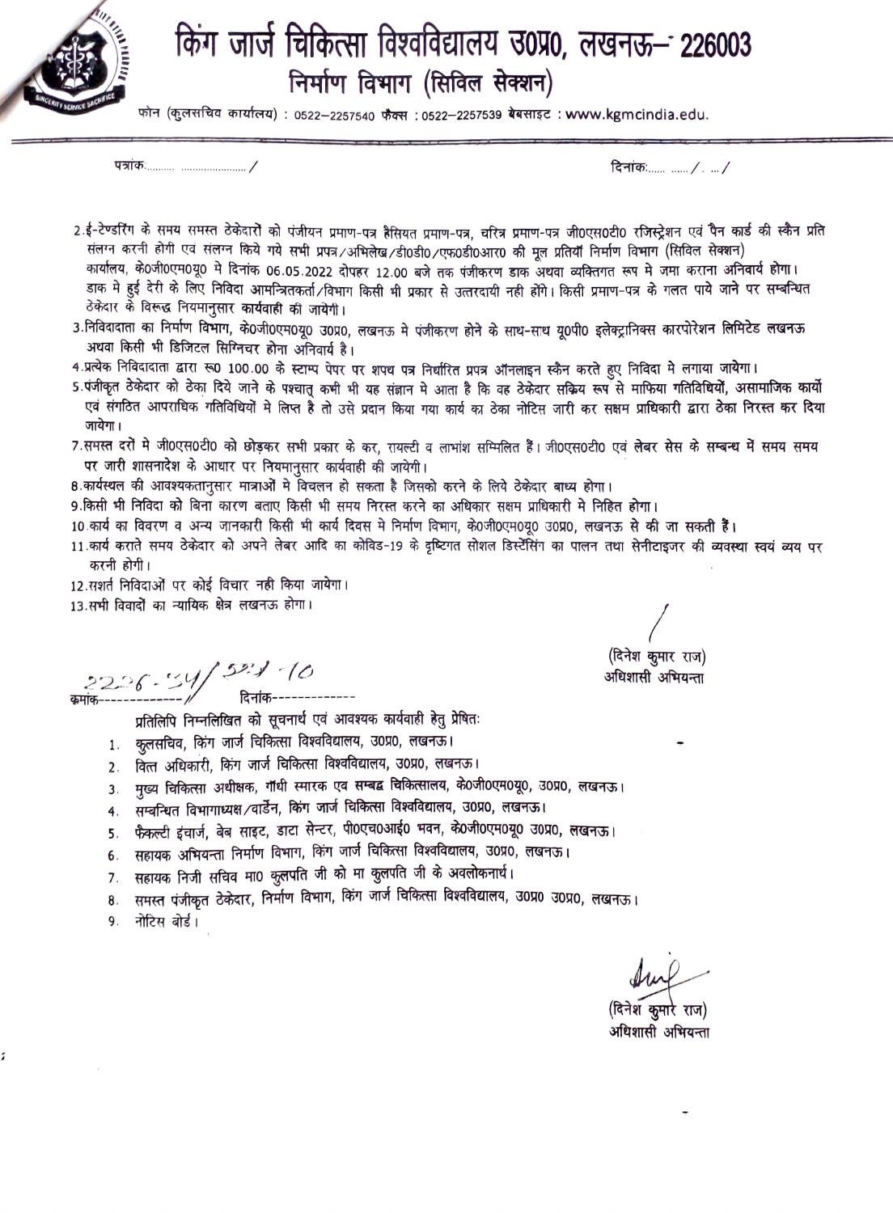# किंग जार्ज चिकित्सा विश्वविद्यालय उ0प्र0, लखनऊ– 226003

## निर्माण विभाग (सिविल सेक्शन)

फोन (कुलसचिव कार्यालय) : 0522–2257540 फैक्स : 0522–2257539 वेबसाइट : www.kgmcindia.edu.

पत्रांक.......... ....................../ दिनांक:...... ....../. .../

2. ई-टेण्डरिंग के समय समस्त ठेकेदारों को पंजीयन प्रमाण-पत्र हैसियत प्रमाण-पत्र, चरित्र प्रमाण-पत्र जी0एस0टी0 रजिस्ट्रेशन एवं पैन कार्ड की स्कैन प्रति संलग्न करनी होगी एवं संलग्न किये गये सभी प्रपत्र/अभिलेख/डी0डी0/एफ0डी0आर0 की मूल प्रतियाँ निर्माण विभाग (सिविल सेक्शन) कार्यालय, के0जी0एम0यू0 मे दिनांक 06.05.2022 दोपहर 12.00 बजे तक पंजीकरण डाक अथवा व्यक्तिगत रूप मे जमा कराना अनिवार्य होगा। डाक मे हुई देरी के लिए निविदा आमन्त्रितकर्ता/विभाग किसी भी प्रकार से उत्तरदायी नही होंगे। किसी प्रमाण-पत्र के गलत पाये जाने पर सम्बन्धित ठेकेदार के विरूद्ध नियमानुसार कार्यवाही की जायेगी।
3. निविदादाता का निर्माण विभाग, के0जी0एम0यू0 उ0प्र0, लखनऊ मे पंजीकरण होने के साथ-साथ यू0पी0 इलेक्ट्रानिक्स कारपोरेशन लिमिटेड लखनऊ अथवा किसी भी डिजिटल सिग्निचर होना अनिवार्य है।
4. प्रत्येक निविदादाता द्वारा रू0 100.00 के स्टाम्प पेपर पर शपथ पत्र निर्धारित प्रपत्र ऑनलाइन स्कैन करते हुए निविदा मे लगाया जायेगा।
5. पंजीकृत ठेकेदार को ठेका दिये जाने के पश्चात् कभी भी यह संज्ञान मे आता है कि वह ठेकेदार सक्रिय रूप से माफिया गतिविधियों, असामाजिक कार्यो एवं संगठित आपराधिक गतिविधियों मे लिप्त है तो उसे प्रदान किया गया कार्य का ठेका नोटिस जारी कर सक्षम प्राधिकारी द्वारा ठेका निरस्त कर दिया जायेगा।
7. समस्त दरों मे जी0एस0टी0 को छोड़कर सभी प्रकार के कर, रायल्टी व लाभांश सम्मिलित हैं। जी0एस0टी0 एवं लेबर सेस के सम्बन्ध में समय समय पर जारी शासनादेश के आधार पर नियमानुसार कार्यवाही की जायेगी।
8. कार्यस्थल की आवश्यकतानुसार मात्राओं मे विचलन हो सकता है जिसको करने के लिये ठेकेदार बाध्य होगा।
9. किसी भी निविदा को बिना कारण बताए किसी भी समय निरस्त करने का अधिकार सक्षम प्राधिकारी मे निहित होगा।
10. कार्य का विवरण व अन्य जानकारी किसी भी कार्य दिवस मे निर्माण विभाग, के0जी0एम0यू0 उ0प्र0, लखनऊ से की जा सकती हैं।
11. कार्य कराते समय ठेकेदार को अपने लेबर आदि का कोविड-19 के दृष्टिगत सोशल डिस्टेंसिंग का पालन तथा सेनीटाइजर की व्यवस्था स्वयं व्यय पर करनी होगी।
12. सशर्त निविदाओं पर कोई विचार नही किया जायेगा।
13. सभी विवादों का न्यायिक क्षेत्र लखनऊ होगा।

(दिनेश कुमार राज)
अधिशासी अभियन्ता

क्रमांक 2226-34/ 22-10 दिनांक-------------

प्रतिलिपि निम्नलिखित को सूचनार्थ एवं आवश्यक कार्यवाही हेतु प्रेषितः

1. कुलसचिव, किंग जार्ज चिकित्सा विश्वविद्यालय, उ0प्र0, लखनऊ।
2. वित्त अधिकारी, किंग जार्ज चिकित्सा विश्वविद्यालय, उ0प्र0, लखनऊ।
3. मुख्य चिकित्सा अधीक्षक, गाँधी स्मारक एव सम्बद्ध चिकित्सालय, के0जी0एम0यू0, उ0प्र0, लखनऊ।
4. सम्बन्धित विभागाध्यक्ष/वार्डेन, किंग जार्ज चिकित्सा विश्वविद्यालय, उ0प्र0, लखनऊ।
5. फैकल्टी इंचार्ज, बेब साइट, डाटा सेन्टर, पी0एच0आई0 भवन, के0जी0एम0यू0 उ0प्र0, लखनऊ।
6. सहायक अभियन्ता निर्माण विभाग, किंग जार्ज चिकित्सा विश्वविद्यालय, उ0प्र0, लखनऊ।
7. सहायक निजी सचिव मा0 कुलपति जी को मा कुलपति जी के अवलोकनार्थ।
8. समस्त पंजीकृत ठेकेदार, निर्माण विभाग, किंग जार्ज चिकित्सा विश्वविद्यालय, उ0प्र0 उ0प्र0, लखनऊ।
9. नोटिस बोर्ड।

(दिनेश कुमार राज)
अधिशासी अभियन्ता